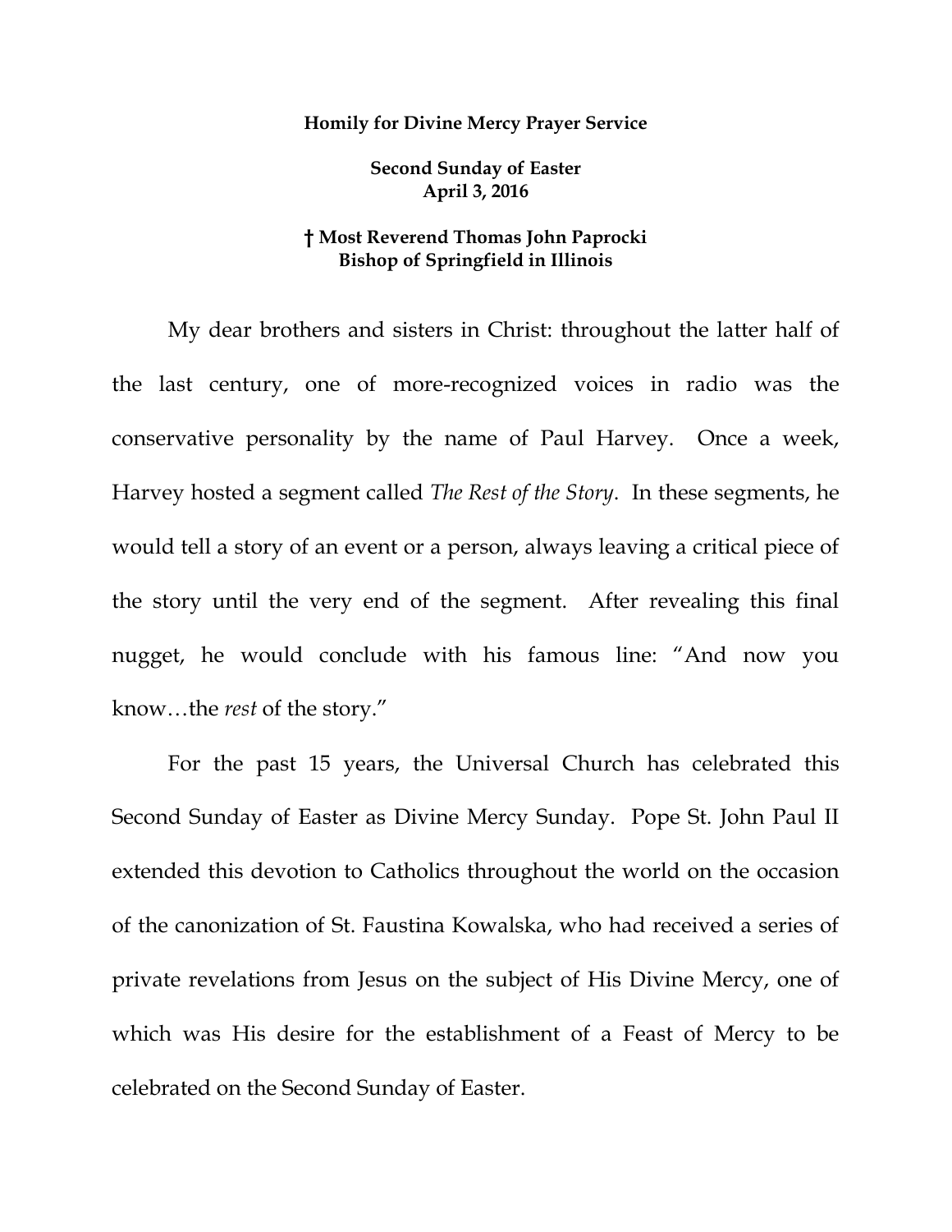**Homily for Divine Mercy Prayer Service**

**Second Sunday of Easter**
**April 3, 2016**

**† Most Reverend Thomas John Paprocki**
**Bishop of Springfield in Illinois**

My dear brothers and sisters in Christ: throughout the latter half of the last century, one of more-recognized voices in radio was the conservative personality by the name of Paul Harvey. Once a week, Harvey hosted a segment called *The Rest of the Story*. In these segments, he would tell a story of an event or a person, always leaving a critical piece of the story until the very end of the segment. After revealing this final nugget, he would conclude with his famous line: "And now you know…the *rest* of the story."

For the past 15 years, the Universal Church has celebrated this Second Sunday of Easter as Divine Mercy Sunday. Pope St. John Paul II extended this devotion to Catholics throughout the world on the occasion of the canonization of St. Faustina Kowalska, who had received a series of private revelations from Jesus on the subject of His Divine Mercy, one of which was His desire for the establishment of a Feast of Mercy to be celebrated on the Second Sunday of Easter.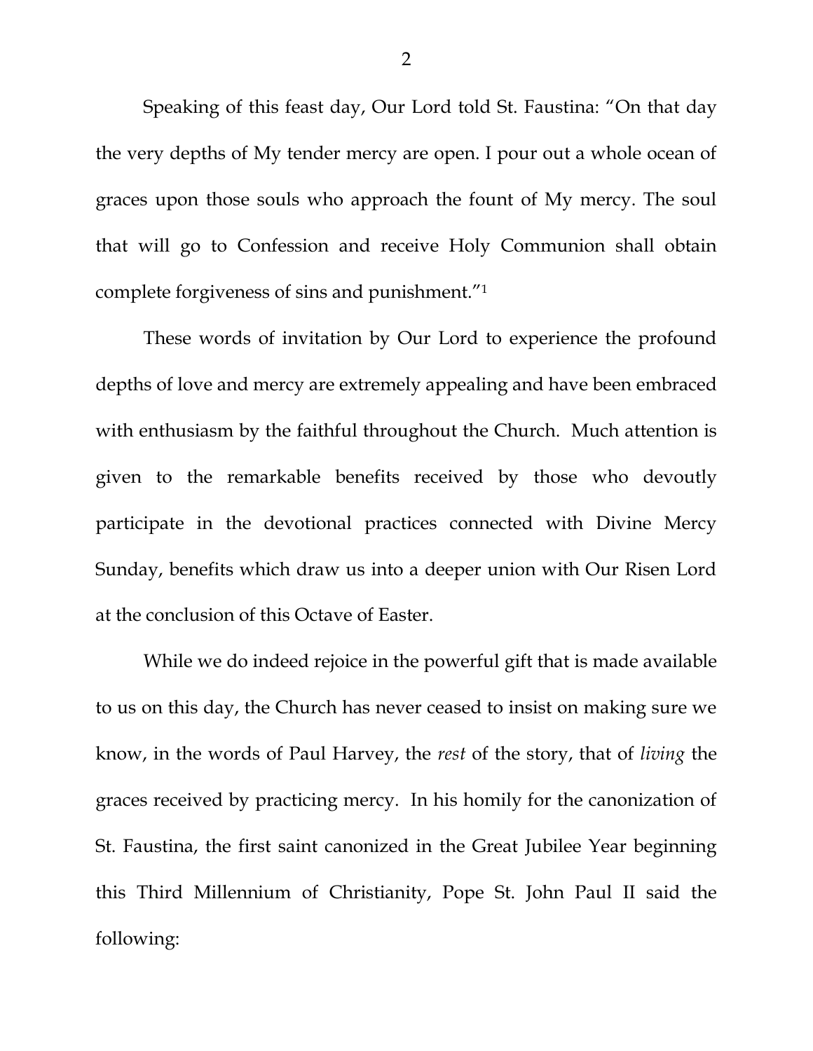Speaking of this feast day, Our Lord told St. Faustina: "On that day the very depths of My tender mercy are open. I pour out a whole ocean of graces upon those souls who approach the fount of My mercy. The soul that will go to Confession and receive Holy Communion shall obtain complete forgiveness of sins and punishment."[1]

These words of invitation by Our Lord to experience the profound depths of love and mercy are extremely appealing and have been embraced with enthusiasm by the faithful throughout the Church. Much attention is given to the remarkable benefits received by those who devoutly participate in the devotional practices connected with Divine Mercy Sunday, benefits which draw us into a deeper union with Our Risen Lord at the conclusion of this Octave of Easter.

While we do indeed rejoice in the powerful gift that is made available to us on this day, the Church has never ceased to insist on making sure we know, in the words of Paul Harvey, the *rest* of the story, that of *living* the graces received by practicing mercy. In his homily for the canonization of St. Faustina, the first saint canonized in the Great Jubilee Year beginning this Third Millennium of Christianity, Pope St. John Paul II said the following: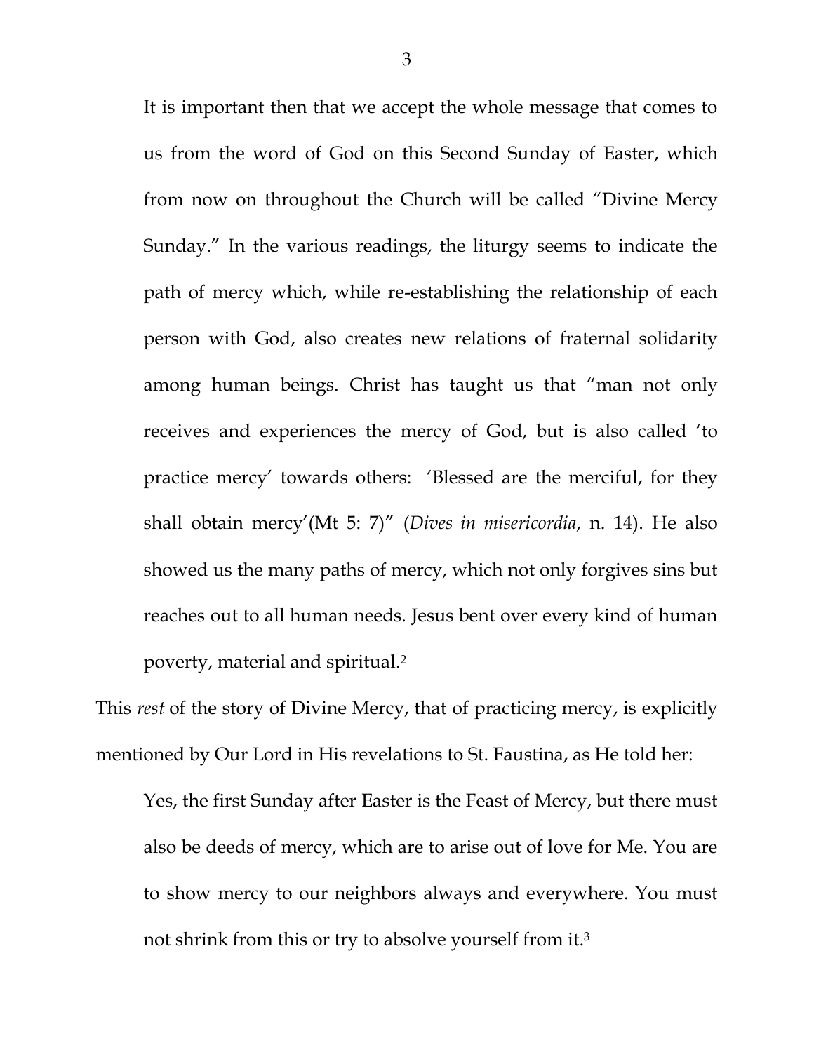> It is important then that we accept the whole message that comes to us from the word of God on this Second Sunday of Easter, which from now on throughout the Church will be called "Divine Mercy Sunday." In the various readings, the liturgy seems to indicate the path of mercy which, while re-establishing the relationship of each person with God, also creates new relations of fraternal solidarity among human beings. Christ has taught us that "man not only receives and experiences the mercy of God, but is also called 'to practice mercy' towards others: 'Blessed are the merciful, for they shall obtain mercy'(Mt 5: 7)" (*Dives in misericordia*, n. 14). He also showed us the many paths of mercy, which not only forgives sins but reaches out to all human needs. Jesus bent over every kind of human poverty, material and spiritual.[2]

This *rest* of the story of Divine Mercy, that of practicing mercy, is explicitly mentioned by Our Lord in His revelations to St. Faustina, as He told her:

> Yes, the first Sunday after Easter is the Feast of Mercy, but there must also be deeds of mercy, which are to arise out of love for Me. You are to show mercy to our neighbors always and everywhere. You must not shrink from this or try to absolve yourself from it.[3]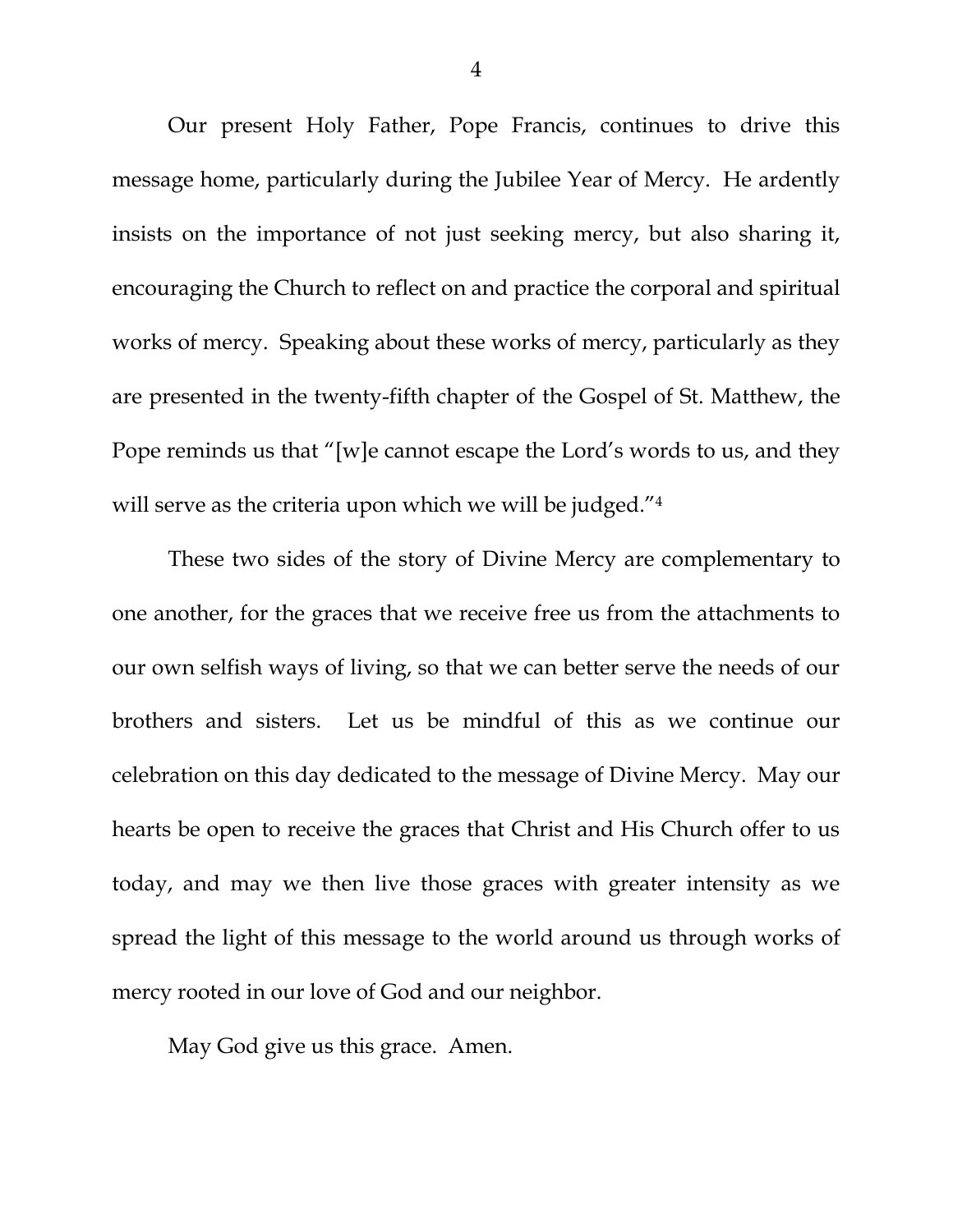Our present Holy Father, Pope Francis, continues to drive this message home, particularly during the Jubilee Year of Mercy. He ardently insists on the importance of not just seeking mercy, but also sharing it, encouraging the Church to reflect on and practice the corporal and spiritual works of mercy. Speaking about these works of mercy, particularly as they are presented in the twenty-fifth chapter of the Gospel of St. Matthew, the Pope reminds us that "[w]e cannot escape the Lord's words to us, and they will serve as the criteria upon which we will be judged."[4]

These two sides of the story of Divine Mercy are complementary to one another, for the graces that we receive free us from the attachments to our own selfish ways of living, so that we can better serve the needs of our brothers and sisters. Let us be mindful of this as we continue our celebration on this day dedicated to the message of Divine Mercy. May our hearts be open to receive the graces that Christ and His Church offer to us today, and may we then live those graces with greater intensity as we spread the light of this message to the world around us through works of mercy rooted in our love of God and our neighbor.

May God give us this grace. Amen.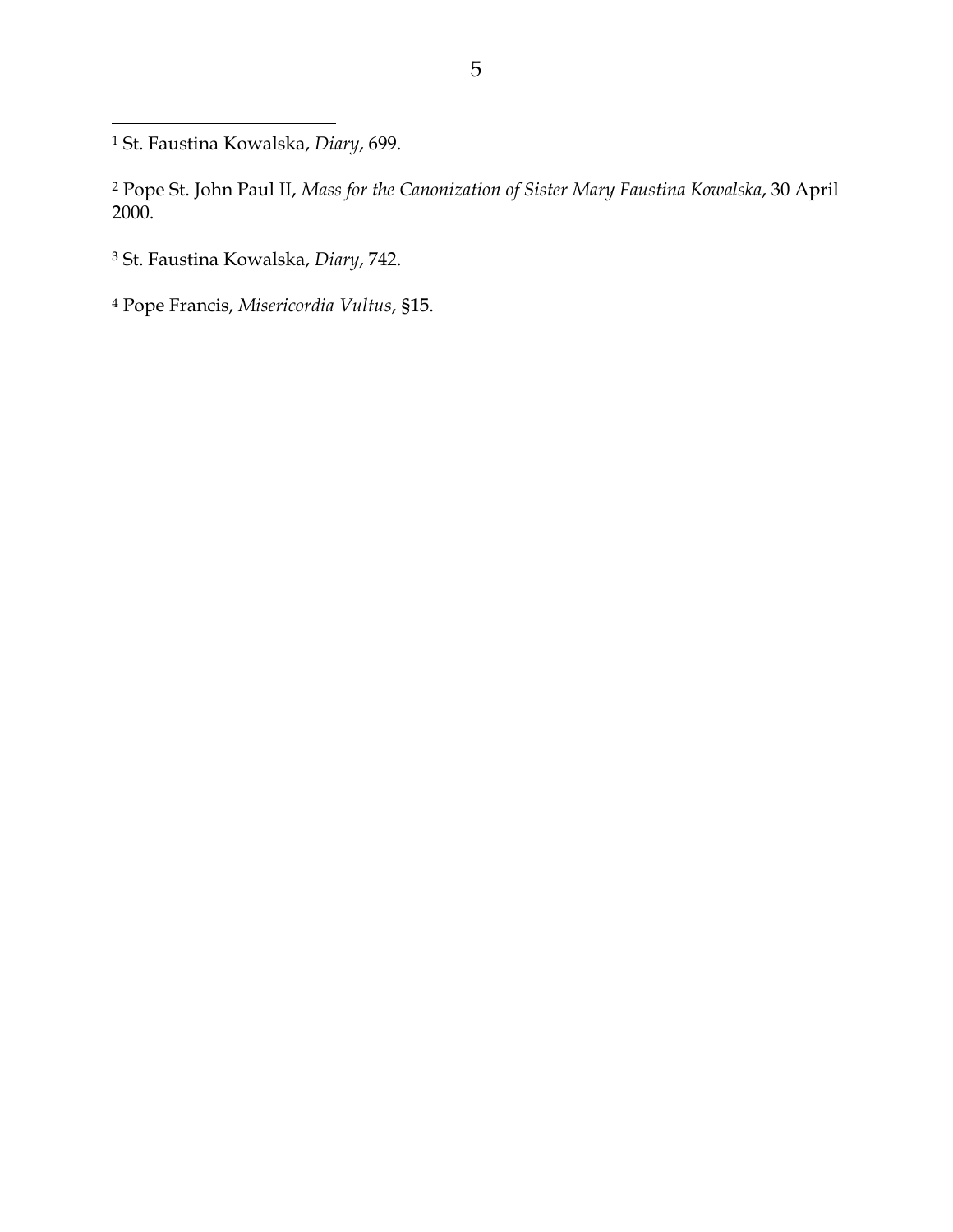[1] St. Faustina Kowalska, *Diary*, 699.

[2] Pope St. John Paul II, *Mass for the Canonization of Sister Mary Faustina Kowalska*, 30 April 2000.

[3] St. Faustina Kowalska, *Diary*, 742.

[4] Pope Francis, *Misericordia Vultus*, §15.